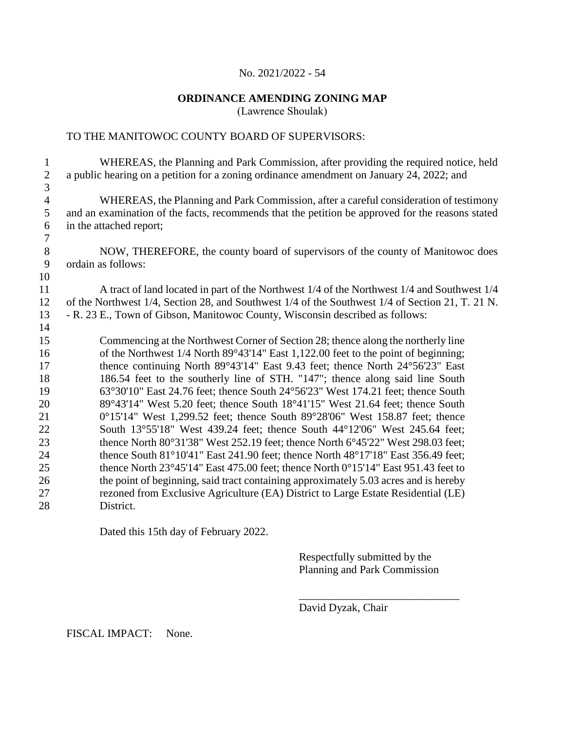No. 2021/2022 - 54

**ORDINANCE AMENDING ZONING MAP**
(Lawrence Shoulak)

TO THE MANITOWOC COUNTY BOARD OF SUPERVISORS:

WHEREAS, the Planning and Park Commission, after providing the required notice, held a public hearing on a petition for a zoning ordinance amendment on January 24, 2022; and

WHEREAS, the Planning and Park Commission, after a careful consideration of testimony and an examination of the facts, recommends that the petition be approved for the reasons stated in the attached report;

NOW, THEREFORE, the county board of supervisors of the county of Manitowoc does ordain as follows:

A tract of land located in part of the Northwest 1/4 of the Northwest 1/4 and Southwest 1/4 of the Northwest 1/4, Section 28, and Southwest 1/4 of the Southwest 1/4 of Section 21, T. 21 N. - R. 23 E., Town of Gibson, Manitowoc County, Wisconsin described as follows:

> Commencing at the Northwest Corner of Section 28; thence along the northerly line of the Northwest 1/4 North 89°43'14" East 1,122.00 feet to the point of beginning; thence continuing North 89°43'14" East 9.43 feet; thence North 24°56'23" East 186.54 feet to the southerly line of STH. "147"; thence along said line South 63°30'10" East 24.76 feet; thence South 24°56'23" West 174.21 feet; thence South 89°43'14" West 5.20 feet; thence South 18°41'15" West 21.64 feet; thence South 0°15'14" West 1,299.52 feet; thence South 89°28'06" West 158.87 feet; thence South 13°55'18" West 439.24 feet; thence South 44°12'06" West 245.64 feet; thence North 80°31'38" West 252.19 feet; thence North 6°45'22" West 298.03 feet; thence South 81°10'41" East 241.90 feet; thence North 48°17'18" East 356.49 feet; thence North 23°45'14" East 475.00 feet; thence North 0°15'14" East 951.43 feet to the point of beginning, said tract containing approximately 5.03 acres and is hereby rezoned from Exclusive Agriculture (EA) District to Large Estate Residential (LE) District.

Dated this 15th day of February 2022.

Respectfully submitted by the
Planning and Park Commission

_____________________________
David Dyzak, Chair

FISCAL IMPACT: None.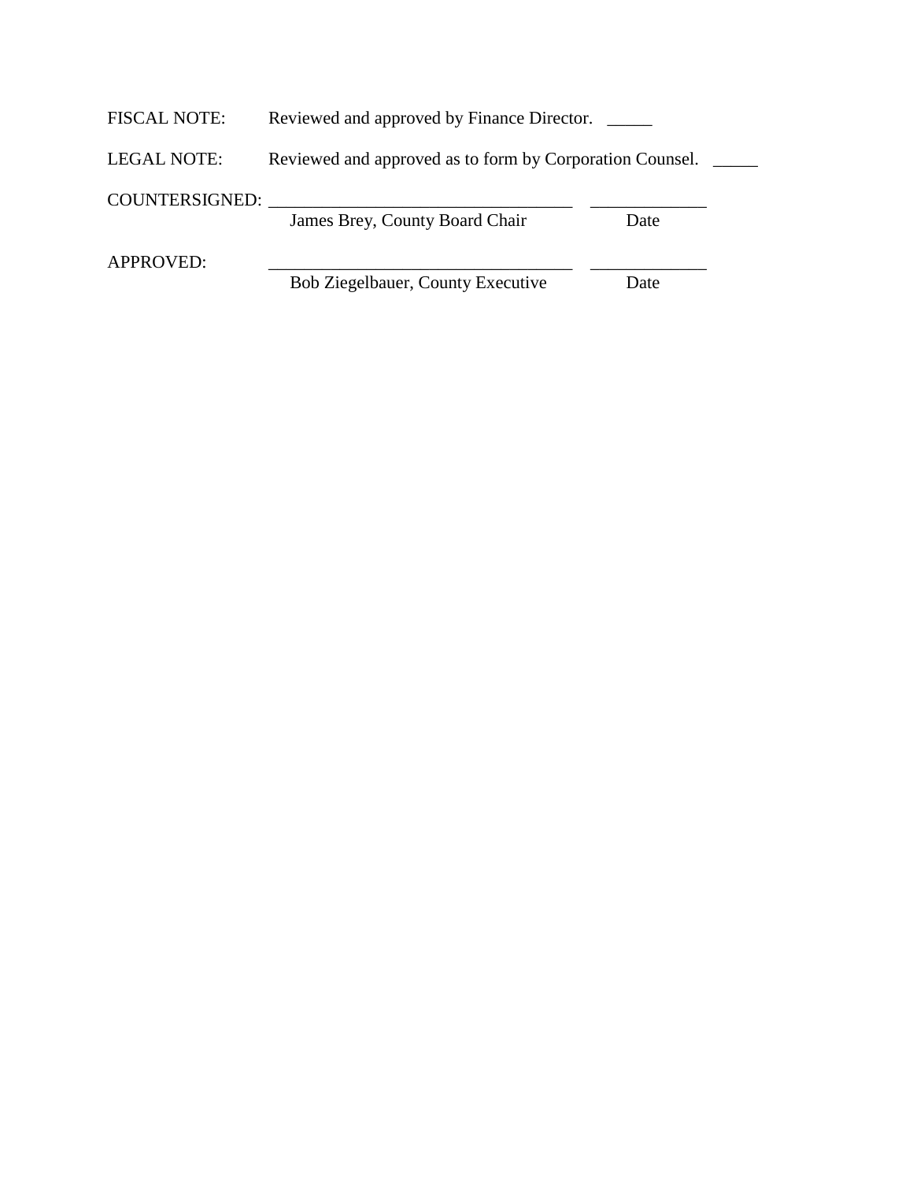FISCAL NOTE: Reviewed and approved by Finance Director. _____

LEGAL NOTE: Reviewed and approved as to form by Corporation Counel. _____

COUNTERSIGNED: _________________________________ _____________
James Brey, County Board Chair Date

APPROVED: _________________________________ _____________
Bob Ziegelbauer, County Executive Date

FISCAL NOTE: Reviewed and approved by Finance Director. _____

LEGAL NOTE: Reviewed and approved as to form by Corporation Counsel. _____

COUNTERSIGNED: _________________________________ _____________
James Brey, County Board Chair Date

APPROVED: _________________________________ _____________
Bob Ziegelbauer, County Executive Date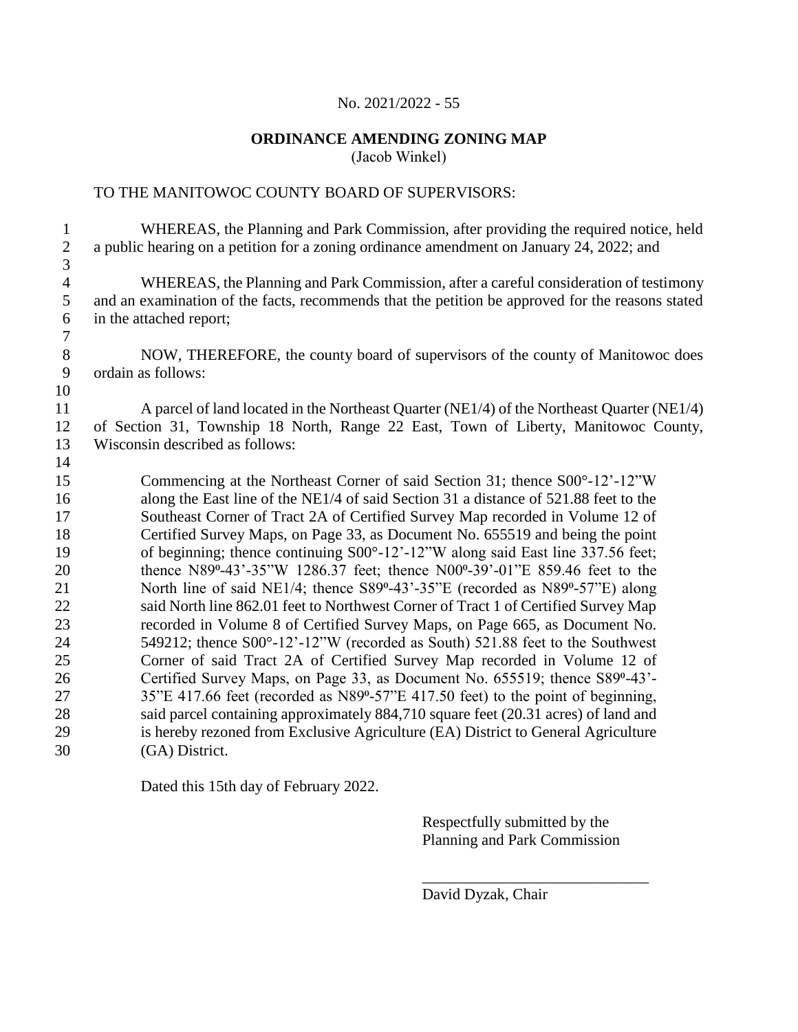No. 2021/2022 - 55

**ORDINANCE AMENDING ZONING MAP**
(Jacob Winkel)

TO THE MANITOWOC COUNTY BOARD OF SUPERVISORS:

WHEREAS, the Planning and Park Commission, after providing the required notice, held a public hearing on a petition for a zoning ordinance amendment on January 24, 2022; and

WHEREAS, the Planning and Park Commission, after a careful consideration of testimony and an examination of the facts, recommends that the petition be approved for the reasons stated in the attached report;

NOW, THEREFORE, the county board of supervisors of the county of Manitowoc does ordain as follows:

A parcel of land located in the Northeast Quarter (NE1/4) of the Northeast Quarter (NE1/4) of Section 31, Township 18 North, Range 22 East, Town of Liberty, Manitowoc County, Wisconsin described as follows:

> Commencing at the Northeast Corner of said Section 31; thence S00°-12'-12"W along the East line of the NE1/4 of said Section 31 a distance of 521.88 feet to the Southeast Corner of Tract 2A of Certified Survey Map recorded in Volume 12 of Certified Survey Maps, on Page 33, as Document No. 655519 and being the point of beginning; thence continuing S00°-12'-12"W along said East line 337.56 feet; thence N89º-43'-35"W 1286.37 feet; thence N00º-39'-01"E 859.46 feet to the North line of said NE1/4; thence S89º-43'-35"E (recorded as N89º-57"E) along said North line 862.01 feet to Northwest Corner of Tract 1 of Certified Survey Map recorded in Volume 8 of Certified Survey Maps, on Page 665, as Document No. 549212; thence S00°-12'-12"W (recorded as South) 521.88 feet to the Southwest Corner of said Tract 2A of Certified Survey Map recorded in Volume 12 of Certified Survey Maps, on Page 33, as Document No. 655519; thence S89º-43'-35"E 417.66 feet (recorded as N89º-57"E 417.50 feet) to the point of beginning, said parcel containing approximately 884,710 square feet (20.31 acres) of land and is hereby rezoned from Exclusive Agriculture (EA) District to General Agriculture (GA) District.

Dated this 15th day of February 2022.

Respectfully submitted by the
Planning and Park Commission

\_\_\_\_\_\_\_\_\_\_\_\_\_\_\_\_\_\_\_\_\_\_\_\_\_\_\_\_\_\_
David Dyzak, Chair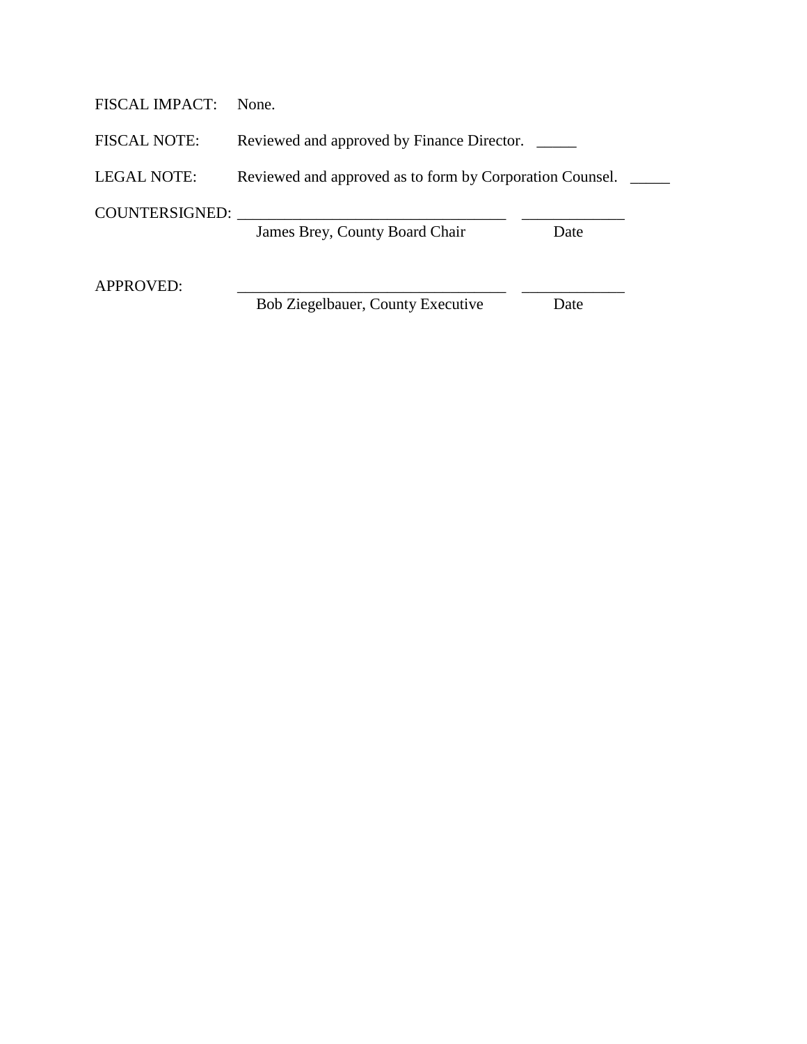FISCAL IMPACT: None.

FISCAL NOTE: Reviewed and approved by Finance Director. _____

LEGAL NOTE: Reviewed and approved as to form by Corporation Counel. _____

COUNTERSIGNED: ________________________________ ____________

James Brey, County Board Chair Date

APPROVED: ________________________________ ____________

Bob Ziegelbauer, County Executive Date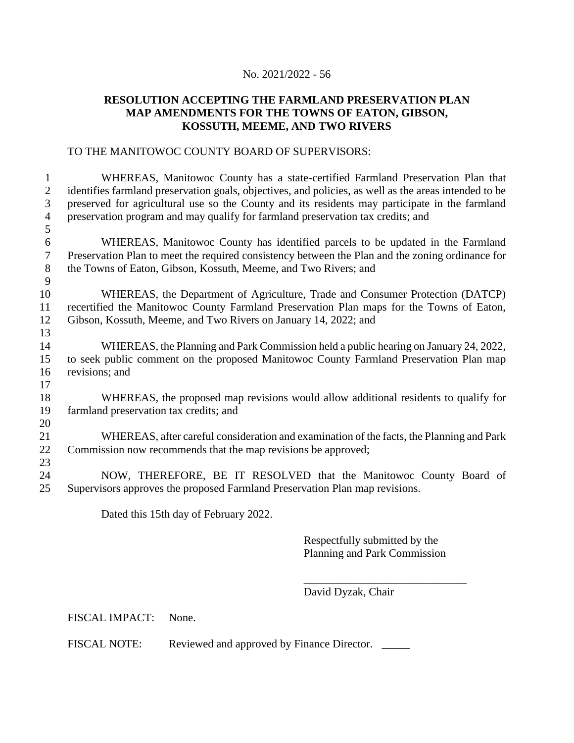No. 2021/2022 - 56

**RESOLUTION ACCEPTING THE FARMLAND PRESERVATION PLAN MAP AMENDMENTS FOR THE TOWNS OF EATON, GIBSON, KOSSUTH, MEEME, AND TWO RIVERS**

TO THE MANITOWOC COUNTY BOARD OF SUPERVISORS:

WHEREAS, Manitowoc County has a state-certified Farmland Preservation Plan that identifies farmland preservation goals, objectives, and policies, as well as the areas intended to be preserved for agricultural use so the County and its residents may participate in the farmland preservation program and may qualify for farmland preservation tax credits; and

WHEREAS, Manitowoc County has identified parcels to be updated in the Farmland Preservation Plan to meet the required consistency between the Plan and the zoning ordinance for the Towns of Eaton, Gibson, Kossuth, Meeme, and Two Rivers; and

WHEREAS, the Department of Agriculture, Trade and Consumer Protection (DATCP) recertified the Manitowoc County Farmland Preservation Plan maps for the Towns of Eaton, Gibson, Kossuth, Meeme, and Two Rivers on January 14, 2022; and

WHEREAS, the Planning and Park Commission held a public hearing on January 24, 2022, to seek public comment on the proposed Manitowoc County Farmland Preservation Plan map revisions; and

WHEREAS, the proposed map revisions would allow additional residents to qualify for farmland preservation tax credits; and

WHEREAS, after careful consideration and examination of the facts, the Planning and Park Commission now recommends that the map revisions be approved;

NOW, THEREFORE, BE IT RESOLVED that the Manitowoc County Board of Supervisors approves the proposed Farmland Preservation Plan map revisions.

Dated this 15th day of February 2022.

Respectfully submitted by the
Planning and Park Commission

_____________________________
David Dyzak, Chair

FISCAL IMPACT: None.

FISCAL NOTE: Reviewed and approved by Finance Director. _____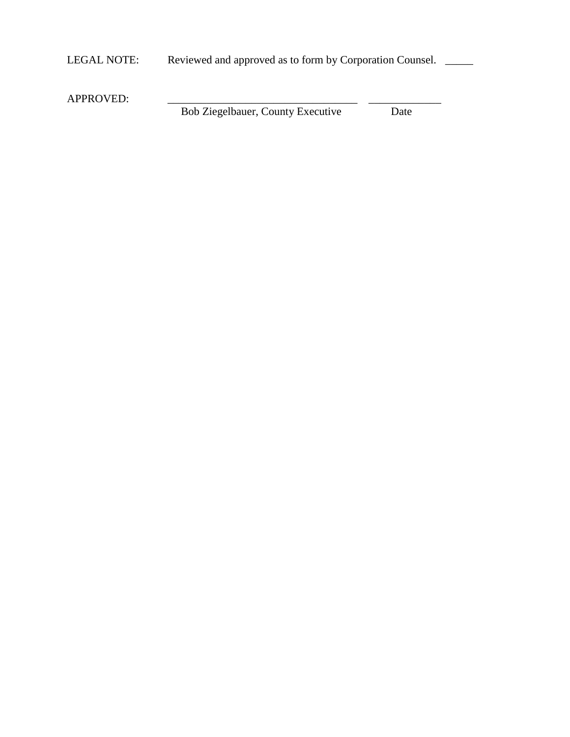LEGAL NOTE: Reviewed and approved as to form by Corporation Counsel. _____

APPROVED: ___________________________________ _____________

Bob Ziegelbauer, County Executive Date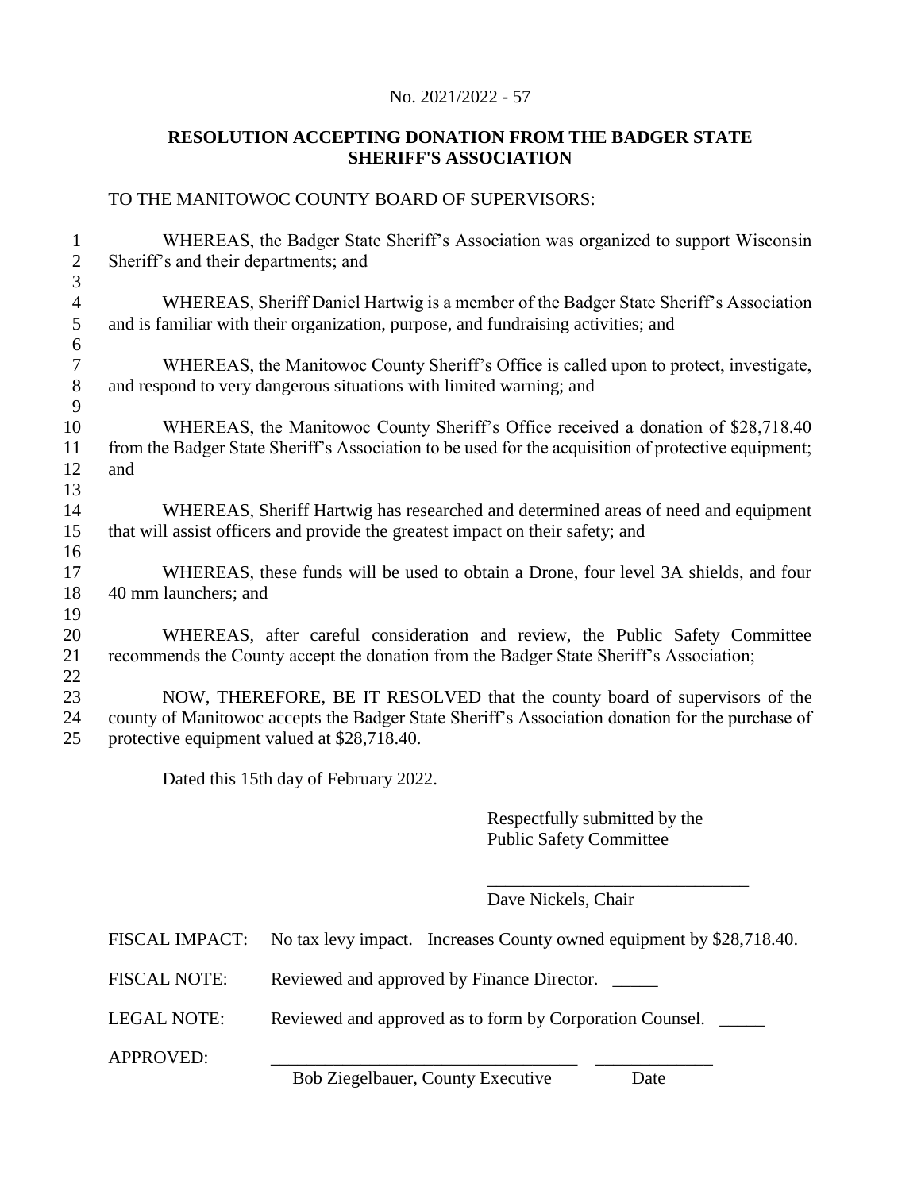No. 2021/2022 - 57

**RESOLUTION ACCEPTING DONATION FROM THE BADGER STATE SHERIFF'S ASSOCIATION**

TO THE MANITOWOC COUNTY BOARD OF SUPERVISORS:

WHEREAS, the Badger State Sheriff's Association was organized to support Wisconsin Sheriff's and their departments; and

WHEREAS, Sheriff Daniel Hartwig is a member of the Badger State Sheriff's Association and is familiar with their organization, purpose, and fundraising activities; and

WHEREAS, the Manitowoc County Sheriff's Office is called upon to protect, investigate, and respond to very dangerous situations with limited warning; and

WHEREAS, the Manitowoc County Sheriff's Office received a donation of $28,718.40 from the Badger State Sheriff's Association to be used for the acquisition of protective equipment; and

WHEREAS, Sheriff Hartwig has researched and determined areas of need and equipment that will assist officers and provide the greatest impact on their safety; and

WHEREAS, these funds will be used to obtain a Drone, four level 3A shields, and four 40 mm launchers; and

WHEREAS, after careful consideration and review, the Public Safety Committee recommends the County accept the donation from the Badger State Sheriff's Association;

NOW, THEREFORE, BE IT RESOLVED that the county board of supervisors of the county of Manitowoc accepts the Badger State Sheriff's Association donation for the purchase of protective equipment valued at $28,718.40.

Dated this 15th day of February 2022.

Respectfully submitted by the
Public Safety Committee

_____________________________
Dave Nickels, Chair

FISCAL IMPACT: No tax levy impact. Increases County owned equipment by $28,718.40.

FISCAL NOTE: Reviewed and approved by Finance Director. _____

LEGAL NOTE: Reviewed and approved as to form by Corporation Counsel. _____

APPROVED: _________________________________ _____________
Bob Ziegelbauer, County Executive Date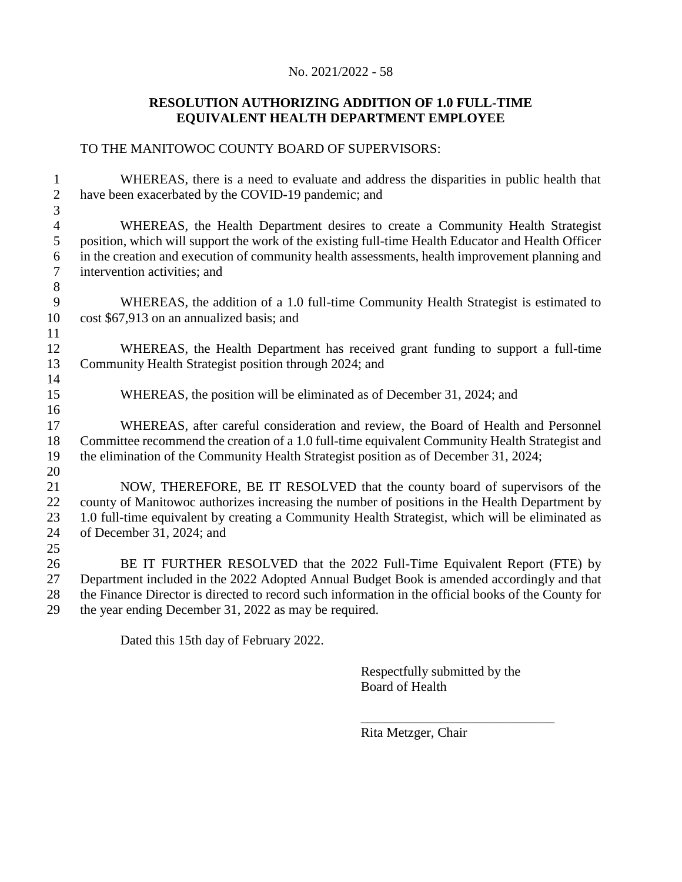No. 2021/2022 - 58

**RESOLUTION AUTHORIZING ADDITION OF 1.0 FULL-TIME EQUIVALENT HEALTH DEPARTMENT EMPLOYEE**

TO THE MANITOWOC COUNTY BOARD OF SUPERVISORS:

WHEREAS, there is a need to evaluate and address the disparities in public health that have been exacerbated by the COVID-19 pandemic; and

WHEREAS, the Health Department desires to create a Community Health Strategist position, which will support the work of the existing full-time Health Educator and Health Officer in the creation and execution of community health assessments, health improvement planning and intervention activities; and

WHEREAS, the addition of a 1.0 full-time Community Health Strategist is estimated to cost $67,913 on an annualized basis; and

WHEREAS, the Health Department has received grant funding to support a full-time Community Health Strategist position through 2024; and

WHEREAS, the position will be eliminated as of December 31, 2024; and

WHEREAS, after careful consideration and review, the Board of Health and Personnel Committee recommend the creation of a 1.0 full-time equivalent Community Health Strategist and the elimination of the Community Health Strategist position as of December 31, 2024;

NOW, THEREFORE, BE IT RESOLVED that the county board of supervisors of the county of Manitowoc authorizes increasing the number of positions in the Health Department by 1.0 full-time equivalent by creating a Community Health Strategist, which will be eliminated as of December 31, 2024; and

BE IT FURTHER RESOLVED that the 2022 Full-Time Equivalent Report (FTE) by Department included in the 2022 Adopted Annual Budget Book is amended accordingly and that the Finance Director is directed to record such information in the official books of the County for the year ending December 31, 2022 as may be required.

Dated this 15th day of February 2022.

Respectfully submitted by the
Board of Health

______________________________
Rita Metzger, Chair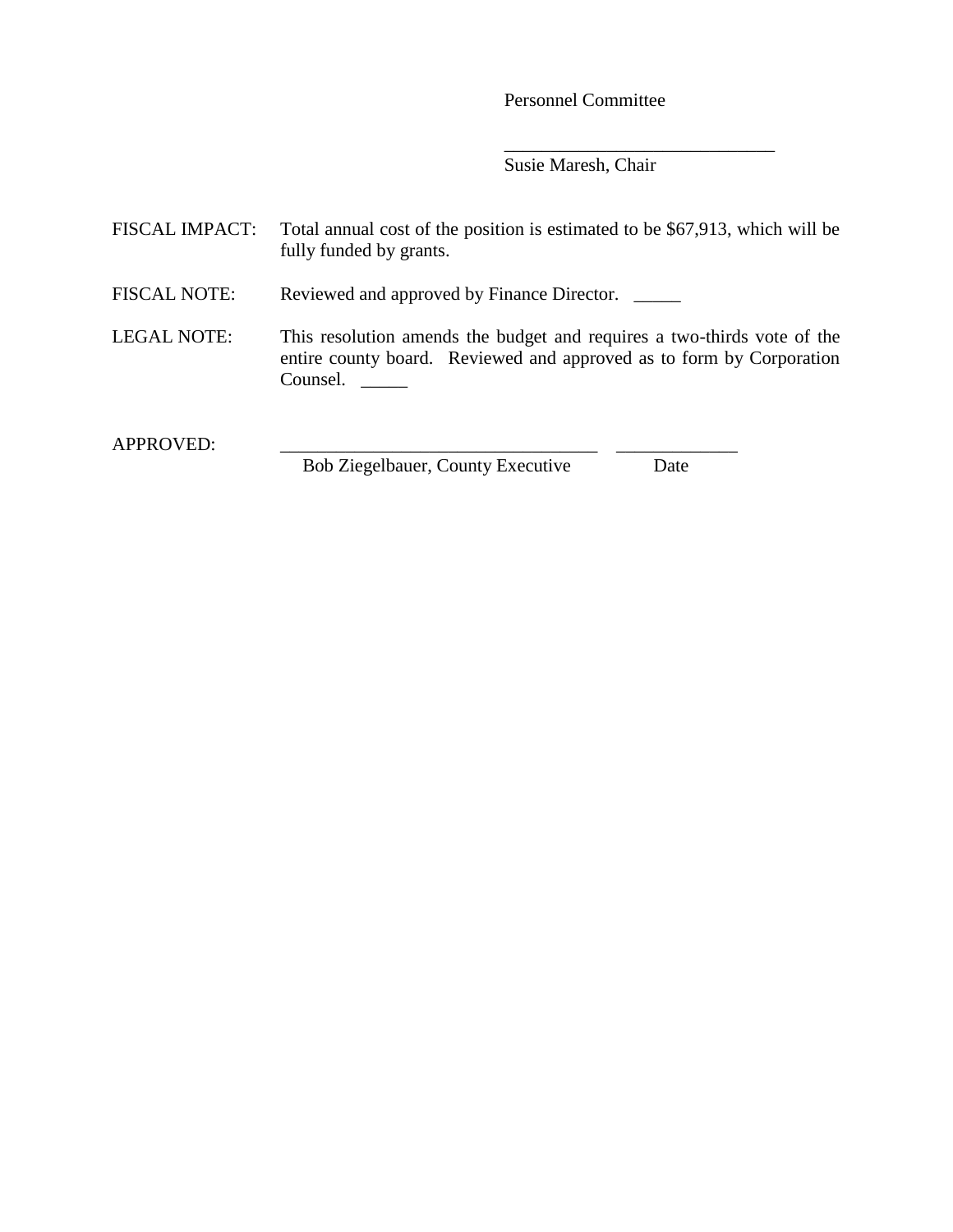Personnel Committee

\_\_\_\_\_\_\_\_\_\_\_\_\_\_\_\_\_\_\_\_\_\_\_\_\_\_\_\_\_\_
Susie Maresh, Chair

FISCAL IMPACT: Total annual cost of the position is estimated to be $67,913, which will be fully funded by grants.

FISCAL NOTE: Reviewed and approved by Finance Director. \_\_\_\_\_

LEGAL NOTE: This resolution amends the budget and requires a two-thirds vote of the entire county board. Reviewed and approved as to form by Corporation Counsel. \_\_\_\_\_

APPROVED: \_\_\_\_\_\_\_\_\_\_\_\_\_\_\_\_\_\_\_\_\_\_\_\_\_\_\_\_\_\_\_\_\_\_\_ \_\_\_\_\_\_\_\_\_\_\_\_\_
Bob Ziegelbauer, County Executive Date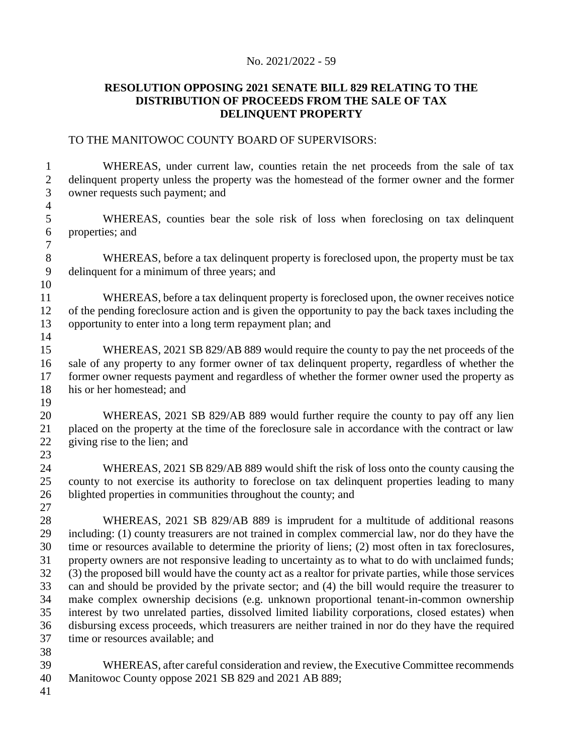No. 2021/2022 - 59

**RESOLUTION OPPOSING 2021 SENATE BILL 829 RELATING TO THE DISTRIBUTION OF PROCEEDS FROM THE SALE OF TAX DELINQUENT PROPERTY**

TO THE MANITOWOC COUNTY BOARD OF SUPERVISORS:

WHEREAS, under current law, counties retain the net proceeds from the sale of tax delinquent property unless the property was the homestead of the former owner and the former owner requests such payment; and

WHEREAS, counties bear the sole risk of loss when foreclosing on tax delinquent properties; and

WHEREAS, before a tax delinquent property is foreclosed upon, the property must be tax delinquent for a minimum of three years; and

WHEREAS, before a tax delinquent property is foreclosed upon, the owner receives notice of the pending foreclosure action and is given the opportunity to pay the back taxes including the opportunity to enter into a long term repayment plan; and

WHEREAS, 2021 SB 829/AB 889 would require the county to pay the net proceeds of the sale of any property to any former owner of tax delinquent property, regardless of whether the former owner requests payment and regardless of whether the former owner used the property as his or her homestead; and

WHEREAS, 2021 SB 829/AB 889 would further require the county to pay off any lien placed on the property at the time of the foreclosure sale in accordance with the contract or law giving rise to the lien; and

WHEREAS, 2021 SB 829/AB 889 would shift the risk of loss onto the county causing the county to not exercise its authority to foreclose on tax delinquent properties leading to many blighted properties in communities throughout the county; and

WHEREAS, 2021 SB 829/AB 889 is imprudent for a multitude of additional reasons including: (1) county treasurers are not trained in complex commercial law, nor do they have the time or resources available to determine the priority of liens; (2) most often in tax foreclosures, property owners are not responsive leading to uncertainty as to what to do with unclaimed funds; (3) the proposed bill would have the county act as a realtor for private parties, while those services can and should be provided by the private sector; and (4) the bill would require the treasurer to make complex ownership decisions (e.g. unknown proportional tenant-in-common ownership interest by two unrelated parties, dissolved limited liability corporations, closed estates) when disbursing excess proceeds, which treasurers are neither trained in nor do they have the required time or resources available; and

WHEREAS, after careful consideration and review, the Executive Committee recommends Manitowoc County oppose 2021 SB 829 and 2021 AB 889;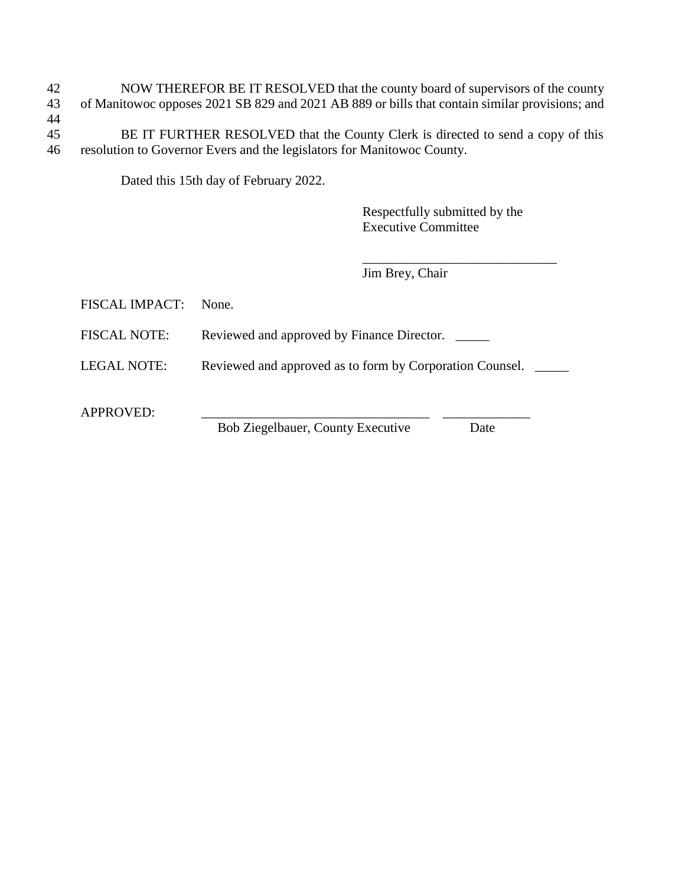42 NOW THEREFOR BE IT RESOLVED that the county board of supervisors of the county
43 of Manitowoc opposes 2021 SB 829 and 2021 AB 889 or bills that contain similar provisions; and
44
45 BE IT FURTHER RESOLVED that the County Clerk is directed to send a copy of this
46 resolution to Governor Evers and the legislators for Manitowoc County.

Dated this 15th day of February 2022.

Respectfully submitted by the
Executive Committee

______________________________
Jim Brey, Chair

FISCAL IMPACT: None.

FISCAL NOTE: Reviewed and approved by Finance Director. _____

LEGAL NOTE: Reviewed and approved as to form by Corporation Counsel. _____

APPROVED: ______________________________ ____________
Bob Ziegelbauer, County Executive Date